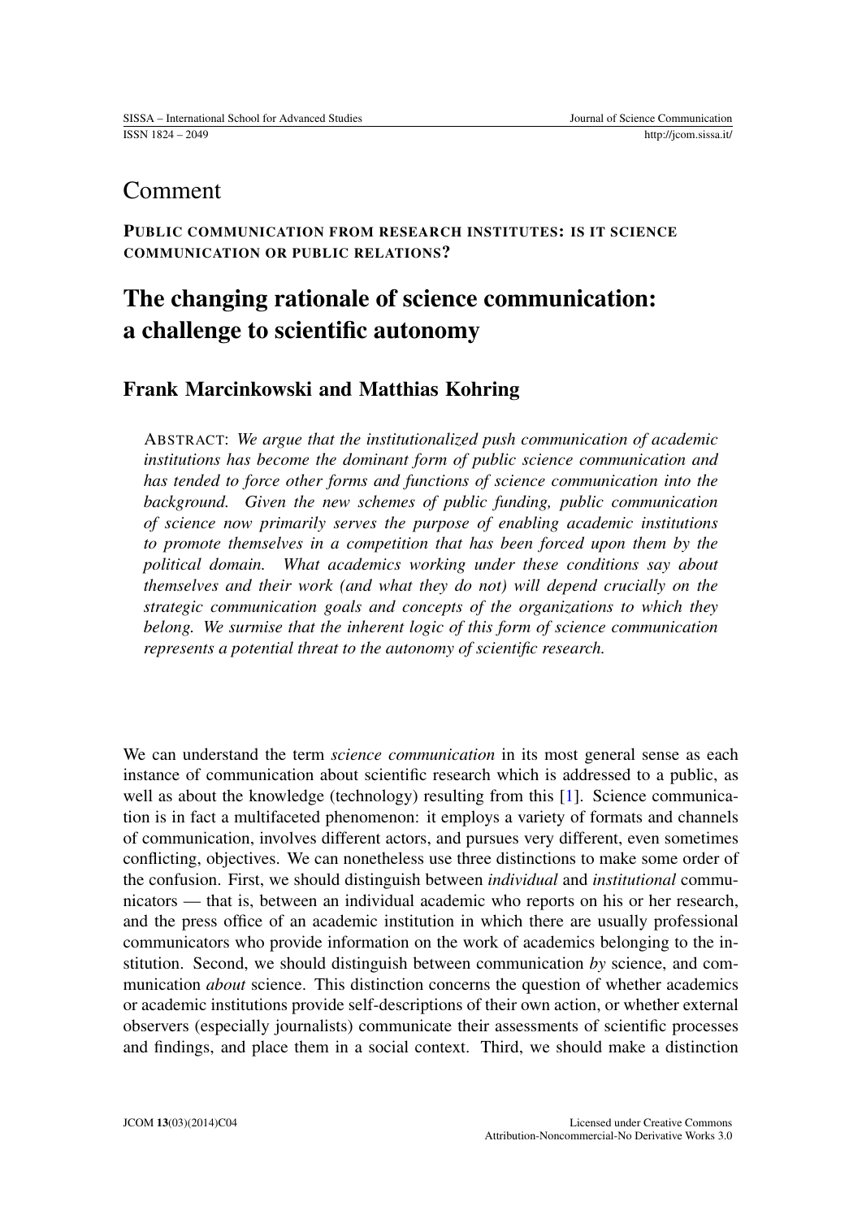## Comment

**PUBLIC COMMUNICATION FROM RESEARCH INSTITUTES: IS IT SCIENCE COMMUNICATION OR PUBLIC RELATIONS?**

# The changing rationale of science communication: a challenge to scientific autonomy

### Frank Marcinkowski and Matthias Kohring

ABSTRACT: *We argue that the institutionalized push communication of academic institutions has become the dominant form of public science communication and has tended to force other forms and functions of science communication into the background. Given the new schemes of public funding, public communication of science now primarily serves the purpose of enabling academic institutions to promote themselves in a competition that has been forced upon them by the political domain. What academics working under these conditions say about themselves and their work (and what they do not) will depend crucially on the strategic communication goals and concepts of the organizations to which they belong. We surmise that the inherent logic of this form of science communication represents a potential threat to the autonomy of scientific research.*

We can understand the term *science communication* in its most general sense as each instance of communication about scientific research which is addressed to a public, as well as about the knowledge (technology) resulting from this [1]. Science communication is in fact a multifaceted phenomenon: it employs a variety of formats and channels of communication, involves different actors, and pursues very different, even sometimes conflicting, objectives. We can nonetheless use three distinctions to make some order of the confusion. First, we should distinguish between *individual* and *institutional* communicators — that is, between an individual academic who reports on his or her research, and the press office of an academic institution in which there are usually professional communicators who provide information on the work of academics belonging to the institution. Second, we should distinguish between communication *by* science, and communication *about* science. This distinction concerns the question of whether academics or academic institutions provide self-descriptions of their own action, or whether external observers (especially journalists) communicate their assessments of scientific processes and findings, and place them in a social context. Third, we should make a distinction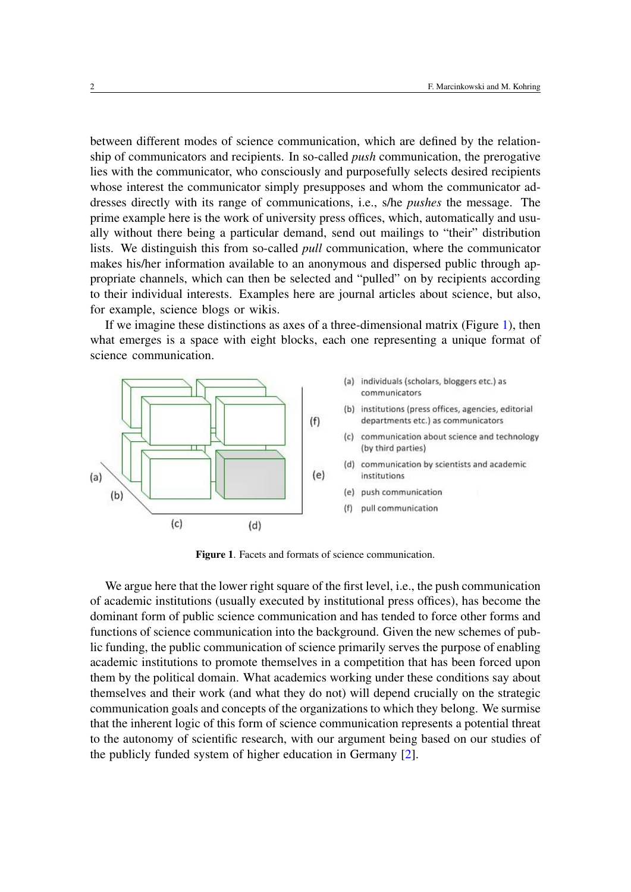between different modes of science communication, which are defined by the relationship of communicators and recipients. In so-called *push* communication, the prerogative lies with the communicator, who consciously and purposefully selects desired recipients whose interest the communicator simply presupposes and whom the communicator addresses directly with its range of communications, i.e., s/he *pushes* the message. The prime example here is the work of university press offices, which, automatically and usually without there being a particular demand, send out mailings to "their" distribution lists. We distinguish this from so-called *pull* communication, where the communicator makes his/her information available to an anonymous and dispersed public through appropriate channels, which can then be selected and "pulled" on by recipients according to their individual interests. Examples here are journal articles about science, but also, for example, science blogs or wikis.

If we imagine these distinctions as axes of a three-dimensional matrix (Figure 1), then what emerges is a space with eight blocks, each one representing a unique format of science communication.

(a) individuals (scholars, bloggers etc.) as communicators
(b) institutions (press offices, agencies, editorial departments etc.) as communicators
(c) communication about science and technology (by third parties)
(d) communication by scientists and academic institutions
(e) push communication
(f) pull communication

**Figure 1**. Facets and formats of science communication.

We argue here that the lower right square of the first level, i.e., the push communication of academic institutions (usually executed by institutional press offices), has become the dominant form of public science communication and has tended to force other forms and functions of science communication into the background. Given the new schemes of public funding, the public communication of science primarily serves the purpose of enabling academic institutions to promote themselves in a competition that has been forced upon them by the political domain. What academics working under these conditions say about themselves and their work (and what they do not) will depend crucially on the strategic communication goals and concepts of the organizations to which they belong. We surmise that the inherent logic of this form of science communication represents a potential threat to the autonomy of scientific research, with our argument being based on our studies of the publicly funded system of higher education in Germany [2].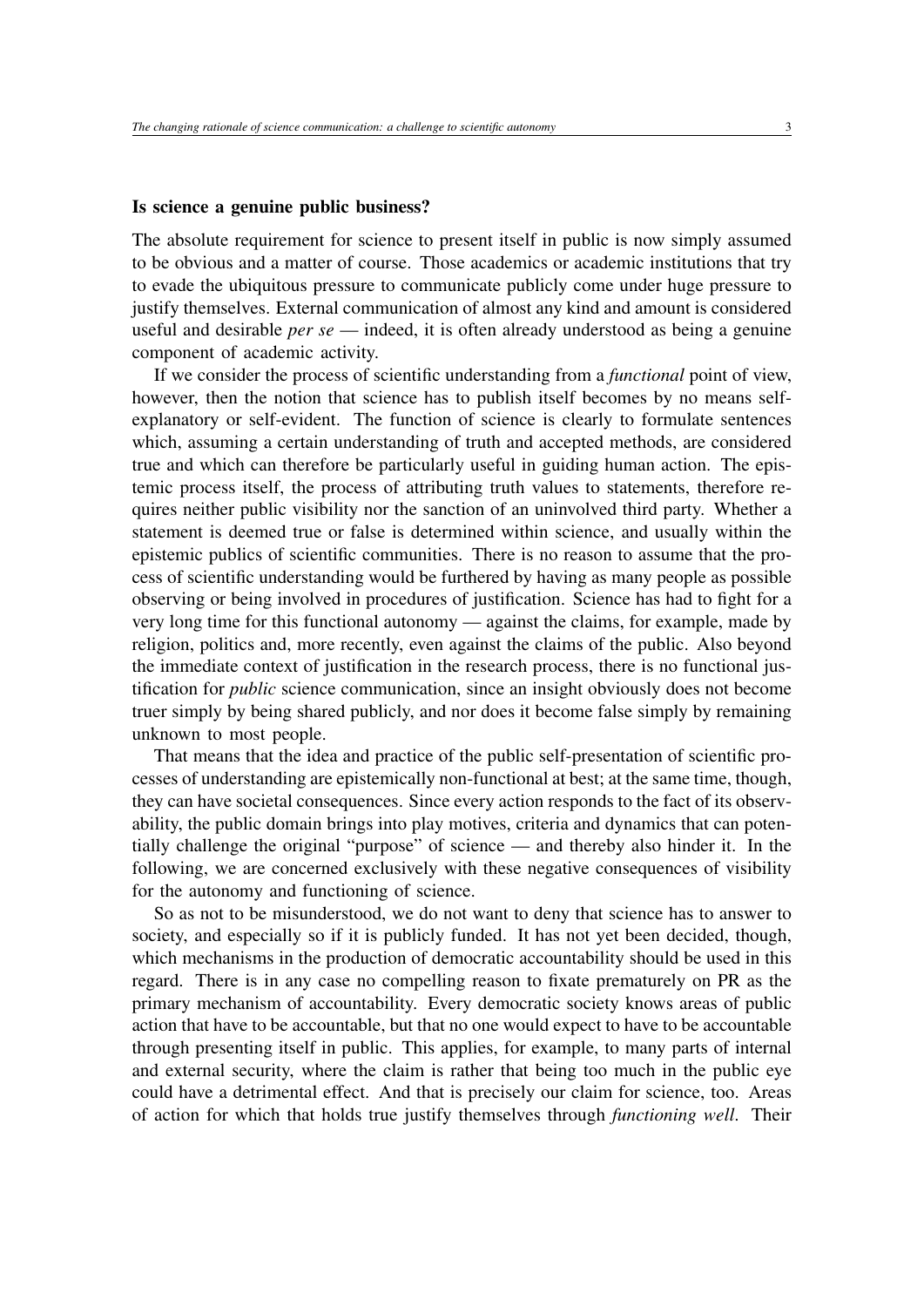## Is science a genuine public business?

The absolute requirement for science to present itself in public is now simply assumed to be obvious and a matter of course. Those academics or academic institutions that try to evade the ubiquitous pressure to communicate publicly come under huge pressure to justify themselves. External communication of almost any kind and amount is considered useful and desirable *per se* — indeed, it is often already understood as being a genuine component of academic activity.

If we consider the process of scientific understanding from a *functional* point of view, however, then the notion that science has to publish itself becomes by no means self-explanatory or self-evident. The function of science is clearly to formulate sentences which, assuming a certain understanding of truth and accepted methods, are considered true and which can therefore be particularly useful in guiding human action. The epistemic process itself, the process of attributing truth values to statements, therefore requires neither public visibility nor the sanction of an uninvolved third party. Whether a statement is deemed true or false is determined within science, and usually within the epistemic publics of scientific communities. There is no reason to assume that the process of scientific understanding would be furthered by having as many people as possible observing or being involved in procedures of justification. Science has had to fight for a very long time for this functional autonomy — against the claims, for example, made by religion, politics and, more recently, even against the claims of the public. Also beyond the immediate context of justification in the research process, there is no functional justification for *public* science communication, since an insight obviously does not become truer simply by being shared publicly, and nor does it become false simply by remaining unknown to most people.

That means that the idea and practice of the public self-presentation of scientific processes of understanding are epistemically non-functional at best; at the same time, though, they can have societal consequences. Since every action responds to the fact of its observability, the public domain brings into play motives, criteria and dynamics that can potentially challenge the original "purpose" of science — and thereby also hinder it. In the following, we are concerned exclusively with these negative consequences of visibility for the autonomy and functioning of science.

So as not to be misunderstood, we do not want to deny that science has to answer to society, and especially so if it is publicly funded. It has not yet been decided, though, which mechanisms in the production of democratic accountability should be used in this regard. There is in any case no compelling reason to fixate prematurely on PR as the primary mechanism of accountability. Every democratic society knows areas of public action that have to be accountable, but that no one would expect to have to be accountable through presenting itself in public. This applies, for example, to many parts of internal and external security, where the claim is rather that being too much in the public eye could have a detrimental effect. And that is precisely our claim for science, too. Areas of action for which that holds true justify themselves through *functioning well*. Their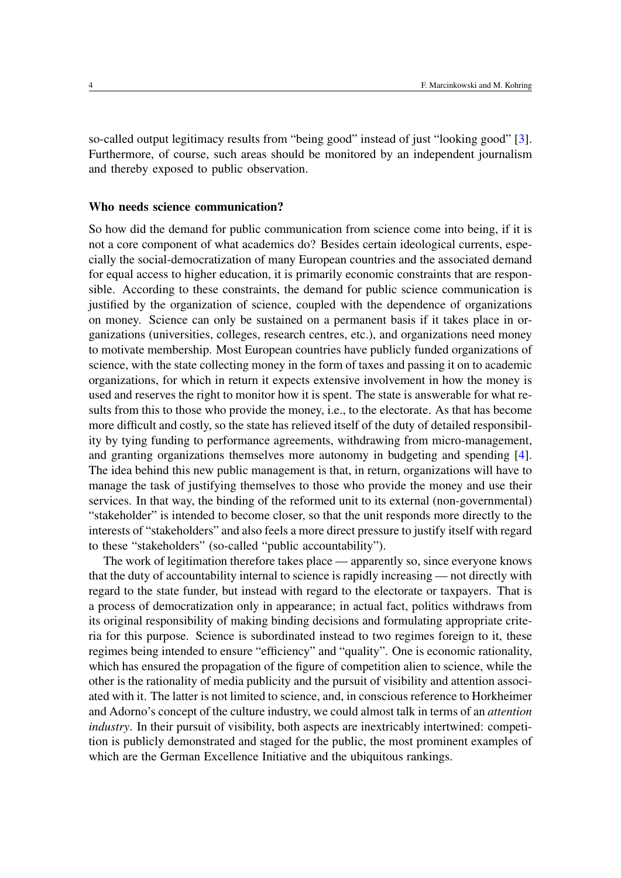so-called output legitimacy results from "being good" instead of just "looking good" [3]. Furthermore, of course, such areas should be monitored by an independent journalism and thereby exposed to public observation.

## Who needs science communication?

So how did the demand for public communication from science come into being, if it is not a core component of what academics do? Besides certain ideological currents, especially the social-democratization of many European countries and the associated demand for equal access to higher education, it is primarily economic constraints that are responsible. According to these constraints, the demand for public science communication is justified by the organization of science, coupled with the dependence of organizations on money. Science can only be sustained on a permanent basis if it takes place in organizations (universities, colleges, research centres, etc.), and organizations need money to motivate membership. Most European countries have publicly funded organizations of science, with the state collecting money in the form of taxes and passing it on to academic organizations, for which in return it expects extensive involvement in how the money is used and reserves the right to monitor how it is spent. The state is answerable for what results from this to those who provide the money, i.e., to the electorate. As that has become more difficult and costly, so the state has relieved itself of the duty of detailed responsibility by tying funding to performance agreements, withdrawing from micro-management, and granting organizations themselves more autonomy in budgeting and spending [4]. The idea behind this new public management is that, in return, organizations will have to manage the task of justifying themselves to those who provide the money and use their services. In that way, the binding of the reformed unit to its external (non-governmental) "stakeholder" is intended to become closer, so that the unit responds more directly to the interests of "stakeholders" and also feels a more direct pressure to justify itself with regard to these "stakeholders" (so-called "public accountability").

The work of legitimation therefore takes place — apparently so, since everyone knows that the duty of accountability internal to science is rapidly increasing — not directly with regard to the state funder, but instead with regard to the electorate or taxpayers. That is a process of democratization only in appearance; in actual fact, politics withdraws from its original responsibility of making binding decisions and formulating appropriate criteria for this purpose. Science is subordinated instead to two regimes foreign to it, these regimes being intended to ensure "efficiency" and "quality". One is economic rationality, which has ensured the propagation of the figure of competition alien to science, while the other is the rationality of media publicity and the pursuit of visibility and attention associated with it. The latter is not limited to science, and, in conscious reference to Horkheimer and Adorno's concept of the culture industry, we could almost talk in terms of an *attention industry*. In their pursuit of visibility, both aspects are inextricably intertwined: competition is publicly demonstrated and staged for the public, the most prominent examples of which are the German Excellence Initiative and the ubiquitous rankings.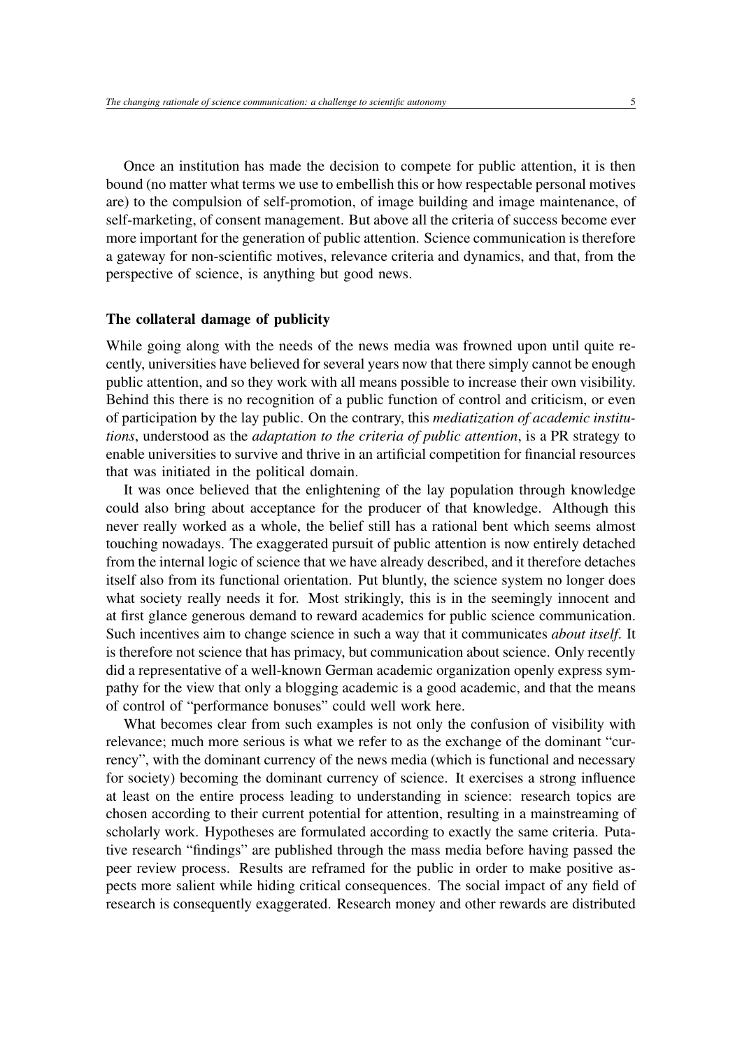Once an institution has made the decision to compete for public attention, it is then bound (no matter what terms we use to embellish this or how respectable personal motives are) to the compulsion of self-promotion, of image building and image maintenance, of self-marketing, of consent management. But above all the criteria of success become ever more important for the generation of public attention. Science communication is therefore a gateway for non-scientific motives, relevance criteria and dynamics, and that, from the perspective of science, is anything but good news.

## The collateral damage of publicity

While going along with the needs of the news media was frowned upon until quite recently, universities have believed for several years now that there simply cannot be enough public attention, and so they work with all means possible to increase their own visibility. Behind this there is no recognition of a public function of control and criticism, or even of participation by the lay public. On the contrary, this *mediatization of academic institutions*, understood as the *adaptation to the criteria of public attention*, is a PR strategy to enable universities to survive and thrive in an artificial competition for financial resources that was initiated in the political domain.

It was once believed that the enlightening of the lay population through knowledge could also bring about acceptance for the producer of that knowledge. Although this never really worked as a whole, the belief still has a rational bent which seems almost touching nowadays. The exaggerated pursuit of public attention is now entirely detached from the internal logic of science that we have already described, and it therefore detaches itself also from its functional orientation. Put bluntly, the science system no longer does what society really needs it for. Most strikingly, this is in the seemingly innocent and at first glance generous demand to reward academics for public science communication. Such incentives aim to change science in such a way that it communicates *about itself*. It is therefore not science that has primacy, but communication about science. Only recently did a representative of a well-known German academic organization openly express sympathy for the view that only a blogging academic is a good academic, and that the means of control of "performance bonuses" could well work here.

What becomes clear from such examples is not only the confusion of visibility with relevance; much more serious is what we refer to as the exchange of the dominant "currency", with the dominant currency of the news media (which is functional and necessary for society) becoming the dominant currency of science. It exercises a strong influence at least on the entire process leading to understanding in science: research topics are chosen according to their current potential for attention, resulting in a mainstreaming of scholarly work. Hypotheses are formulated according to exactly the same criteria. Putative research "findings" are published through the mass media before having passed the peer review process. Results are reframed for the public in order to make positive aspects more salient while hiding critical consequences. The social impact of any field of research is consequently exaggerated. Research money and other rewards are distributed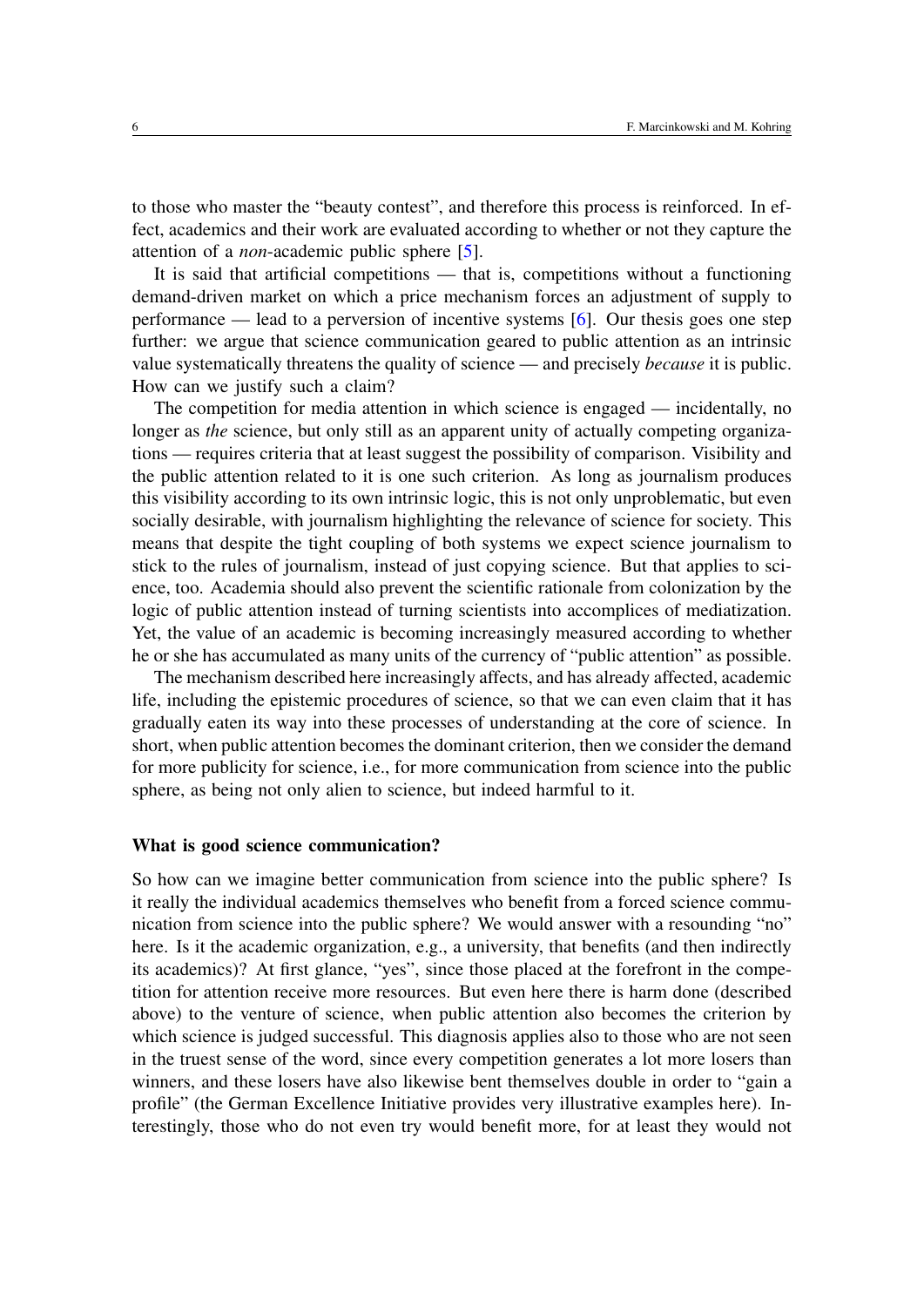to those who master the "beauty contest", and therefore this process is reinforced. In effect, academics and their work are evaluated according to whether or not they capture the attention of a *non*-academic public sphere [5].

It is said that artificial competitions — that is, competitions without a functioning demand-driven market on which a price mechanism forces an adjustment of supply to performance — lead to a perversion of incentive systems [6]. Our thesis goes one step further: we argue that science communication geared to public attention as an intrinsic value systematically threatens the quality of science — and precisely *because* it is public. How can we justify such a claim?

The competition for media attention in which science is engaged — incidentally, no longer as *the* science, but only still as an apparent unity of actually competing organizations — requires criteria that at least suggest the possibility of comparison. Visibility and the public attention related to it is one such criterion. As long as journalism produces this visibility according to its own intrinsic logic, this is not only unproblematic, but even socially desirable, with journalism highlighting the relevance of science for society. This means that despite the tight coupling of both systems we expect science journalism to stick to the rules of journalism, instead of just copying science. But that applies to science, too. Academia should also prevent the scientific rationale from colonization by the logic of public attention instead of turning scientists into accomplices of mediatization. Yet, the value of an academic is becoming increasingly measured according to whether he or she has accumulated as many units of the currency of "public attention" as possible.

The mechanism described here increasingly affects, and has already affected, academic life, including the epistemic procedures of science, so that we can even claim that it has gradually eaten its way into these processes of understanding at the core of science. In short, when public attention becomes the dominant criterion, then we consider the demand for more publicity for science, i.e., for more communication from science into the public sphere, as being not only alien to science, but indeed harmful to it.

### What is good science communication?

So how can we imagine better communication from science into the public sphere? Is it really the individual academics themselves who benefit from a forced science communication from science into the public sphere? We would answer with a resounding "no" here. Is it the academic organization, e.g., a university, that benefits (and then indirectly its academics)? At first glance, "yes", since those placed at the forefront in the competition for attention receive more resources. But even here there is harm done (described above) to the venture of science, when public attention also becomes the criterion by which science is judged successful. This diagnosis applies also to those who are not seen in the truest sense of the word, since every competition generates a lot more losers than winners, and these losers have also likewise bent themselves double in order to "gain a profile" (the German Excellence Initiative provides very illustrative examples here). Interestingly, those who do not even try would benefit more, for at least they would not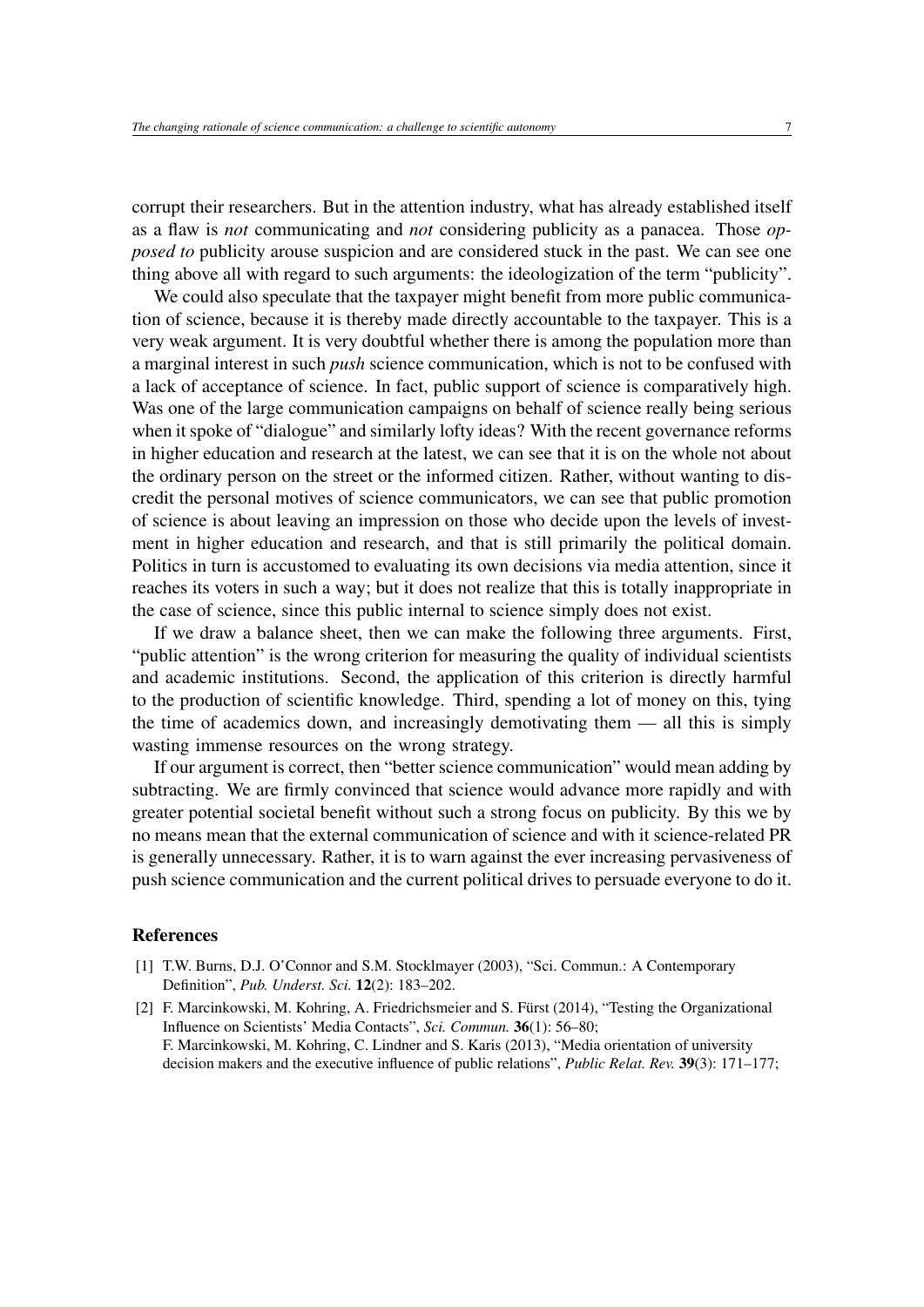corrupt their researchers. But in the attention industry, what has already established itself as a flaw is *not* communicating and *not* considering publicity as a panacea. Those *opposed to* publicity arouse suspicion and are considered stuck in the past. We can see one thing above all with regard to such arguments: the ideologization of the term "publicity".

We could also speculate that the taxpayer might benefit from more public communication of science, because it is thereby made directly accountable to the taxpayer. This is a very weak argument. It is very doubtful whether there is among the population more than a marginal interest in such *push* science communication, which is not to be confused with a lack of acceptance of science. In fact, public support of science is comparatively high. Was one of the large communication campaigns on behalf of science really being serious when it spoke of "dialogue" and similarly lofty ideas? With the recent governance reforms in higher education and research at the latest, we can see that it is on the whole not about the ordinary person on the street or the informed citizen. Rather, without wanting to discredit the personal motives of science communicators, we can see that public promotion of science is about leaving an impression on those who decide upon the levels of investment in higher education and research, and that is still primarily the political domain. Politics in turn is accustomed to evaluating its own decisions via media attention, since it reaches its voters in such a way; but it does not realize that this is totally inappropriate in the case of science, since this public internal to science simply does not exist.

If we draw a balance sheet, then we can make the following three arguments. First, "public attention" is the wrong criterion for measuring the quality of individual scientists and academic institutions. Second, the application of this criterion is directly harmful to the production of scientific knowledge. Third, spending a lot of money on this, tying the time of academics down, and increasingly demotivating them — all this is simply wasting immense resources on the wrong strategy.

If our argument is correct, then "better science communication" would mean adding by subtracting. We are firmly convinced that science would advance more rapidly and with greater potential societal benefit without such a strong focus on publicity. By this we by no means mean that the external communication of science and with it science-related PR is generally unnecessary. Rather, it is to warn against the ever increasing pervasiveness of push science communication and the current political drives to persuade everyone to do it.

## References

[1] T.W. Burns, D.J. O'Connor and S.M. Stocklmayer (2003), "Sci. Commun.: A Contemporary Definition", *Pub. Underst. Sci.* **12**(2): 183–202.

[2] F. Marcinkowski, M. Kohring, A. Friedrichsmeier and S. Fürst (2014), "Testing the Organizational Influence on Scientists' Media Contacts", *Sci. Commun.* **36**(1): 56–80;
F. Marcinkowski, M. Kohring, C. Lindner and S. Karis (2013), "Media orientation of university decision makers and the executive influence of public relations", *Public Relat. Rev.* **39**(3): 171–177;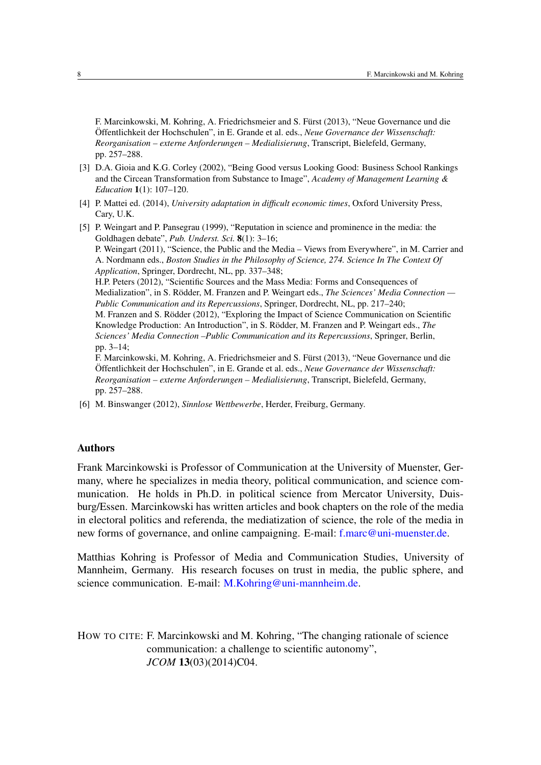F. Marcinkowski, M. Kohring, A. Friedrichsmeier and S. Fürst (2013), "Neue Governance und die Öffentlichkeit der Hochschulen", in E. Grande et al. eds., *Neue Governance der Wissenschaft: Reorganisation – externe Anforderungen – Medialisierung*, Transcript, Bielefeld, Germany, pp. 257–288.

[3] D.A. Gioia and K.G. Corley (2002), "Being Good versus Looking Good: Business School Rankings and the Circean Transformation from Substance to Image", *Academy of Management Learning & Education* **1**(1): 107–120.

[4] P. Mattei ed. (2014), *University adaptation in difficult economic times*, Oxford University Press, Cary, U.K.

[5] P. Weingart and P. Pansegrau (1999), "Reputation in science and prominence in the media: the Goldhagen debate", *Pub. Underst. Sci.* **8**(1): 3–16;
P. Weingart (2011), "Science, the Public and the Media – Views from Everywhere", in M. Carrier and A. Nordmann eds., *Boston Studies in the Philosophy of Science, 274. Science In The Context Of Application*, Springer, Dordrecht, NL, pp. 337–348;
H.P. Peters (2012), "Scientific Sources and the Mass Media: Forms and Consequences of Medialization", in S. Rödder, M. Franzen and P. Weingart eds., *The Sciences' Media Connection — Public Communication and its Repercussions*, Springer, Dordrecht, NL, pp. 217–240;
M. Franzen and S. Rödder (2012), "Exploring the Impact of Science Communication on Scientific Knowledge Production: An Introduction", in S. Rödder, M. Franzen and P. Weingart eds., *The Sciences' Media Connection –Public Communication and its Repercussions*, Springer, Berlin, pp. 3–14;
F. Marcinkowski, M. Kohring, A. Friedrichsmeier and S. Fürst (2013), "Neue Governance und die Öffentlichkeit der Hochschulen", in E. Grande et al. eds., *Neue Governance der Wissenschaft: Reorganisation – externe Anforderungen – Medialisierung*, Transcript, Bielefeld, Germany, pp. 257–288.

[6] M. Binswanger (2012), *Sinnlose Wettbewerbe*, Herder, Freiburg, Germany.

## Authors

Frank Marcinkowski is Professor of Communication at the University of Muenster, Germany, where he specializes in media theory, political communication, and science communication. He holds in Ph.D. in political science from Mercator University, Duisburg/Essen. Marcinkowski has written articles and book chapters on the role of the media in electoral politics and referenda, the mediatization of science, the role of the media in new forms of governance, and online campaigning. E-mail: f.marc@uni-muenster.de.

Matthias Kohring is Professor of Media and Communication Studies, University of Mannheim, Germany. His research focuses on trust in media, the public sphere, and science communication. E-mail: M.Kohring@uni-mannheim.de.

HOW TO CITE: F. Marcinkowski and M. Kohring, "The changing rationale of science communication: a challenge to scientific autonomy", *JCOM* **13**(03)(2014)C04.